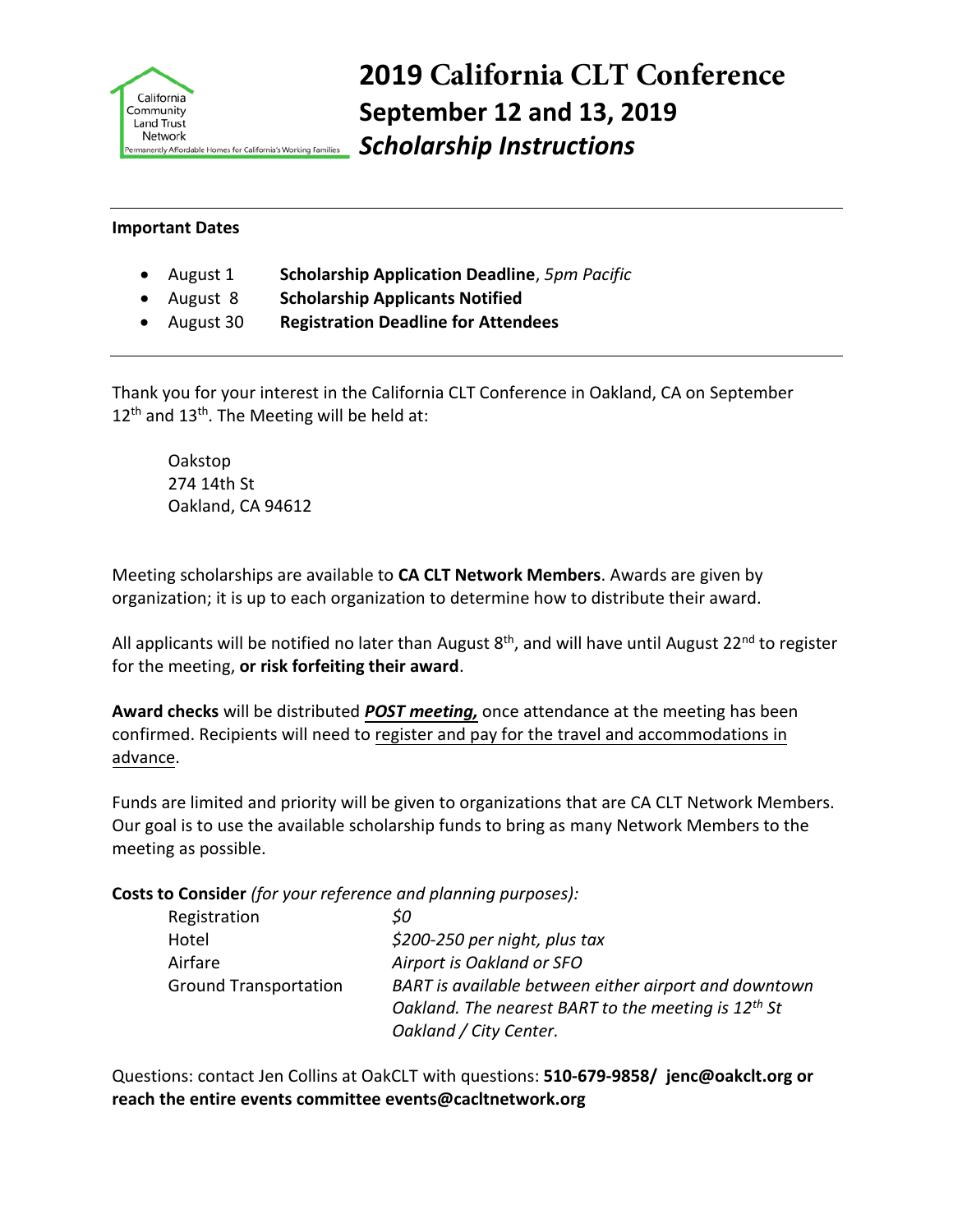California Community Land Trust Network
Permanently Affordable Homes for California's Working Families

# 2019 California CLT Conference

## September 12 and 13, 2019

## *Scholarship Instructions*

---

**Important Dates**

- August 1 **Scholarship Application Deadline**, *5pm Pacific*
- August 8 **Scholarship Applicants Notified**
- August 30 **Registration Deadline for Attendees**

---

Thank you for your interest in the California CLT Conference in Oakland, CA on September 12th and 13th. The Meeting will be held at:

Oakstop
274 14th St
Oakland, CA 94612

Meeting scholarships are available to **CA CLT Network Members**. Awards are given by organization; it is up to each organization to determine how to distribute their award.

All applicants will be notified no later than August 8th, and will have until August 22nd to register for the meeting, **or risk forfeiting their award**.

**Award checks** will be distributed ***POST meeting,*** once attendance at the meeting has been confirmed. Recipients will need to register and pay for the travel and accommodations in advance.

Funds are limited and priority will be given to organizations that are CA CLT Network Members. Our goal is to use the available scholarship funds to bring as many Network Members to the meeting as possible.

**Costs to Consider** *(for your reference and planning purposes):*

| | |
|---|---|
| Registration | *$0* |
| Hotel | *$200-250 per night, plus tax* |
| Airfare | *Airport is Oakland or SFO* |
| Ground Transportation | *BART is available between either airport and downtown Oakland. The nearest BART to the meeting is 12th St Oakland / City Center.* |

Questions: contact Jen Collins at OakCLT with questions: **510-679-9858/ jenc@oakclt.org or reach the entire events committee events@cacltnetwork.org**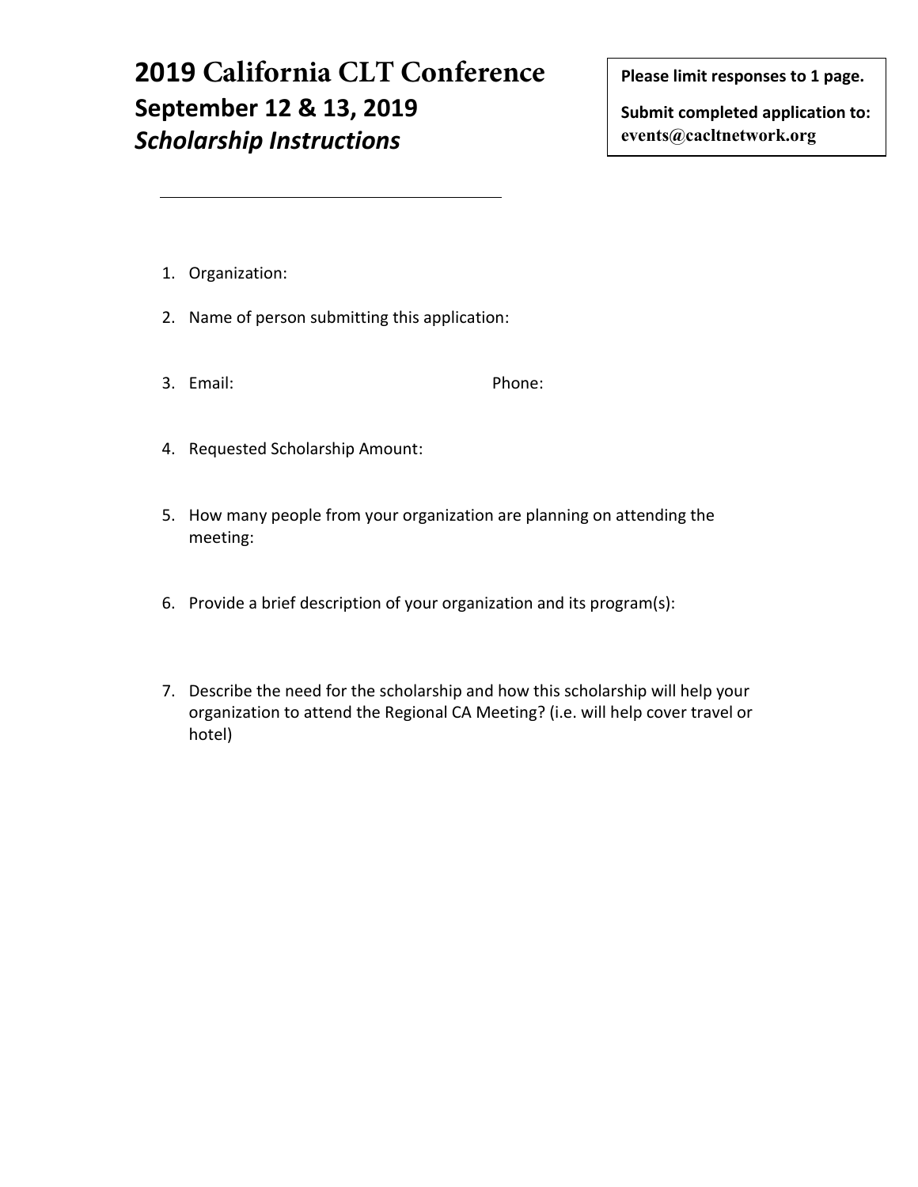# 2019 California CLT Conference
## September 12 & 13, 2019
### *Scholarship Instructions*

**Please limit responses to 1 page.**

**Submit completed application to: events@cacltnetwork.org**

1. Organization:
2. Name of person submitting this application:
3. Email: Phone:
4. Requested Scholarship Amount:
5. How many people from your organization are planning on attending the meeting:
6. Provide a brief description of your organization and its program(s):
7. Describe the need for the scholarship and how this scholarship will help your organization to attend the Regional CA Meeting? (i.e. will help cover travel or hotel)